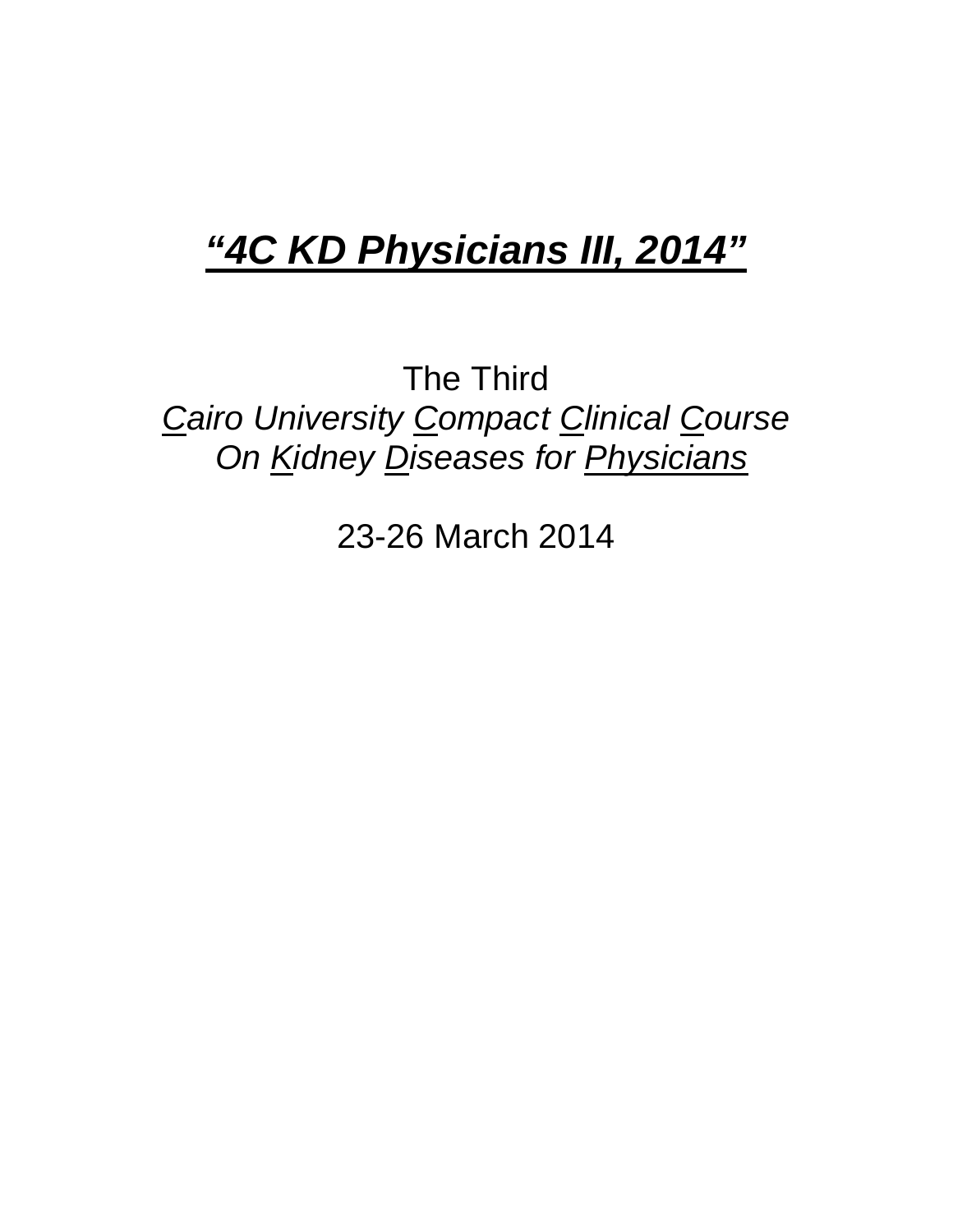# ***“4C KD Physicians III, 2014”***

The Third

*Cairo University Compact Clinical Course*

*On Kidney Diseases for Physicians*

23-26 March 2014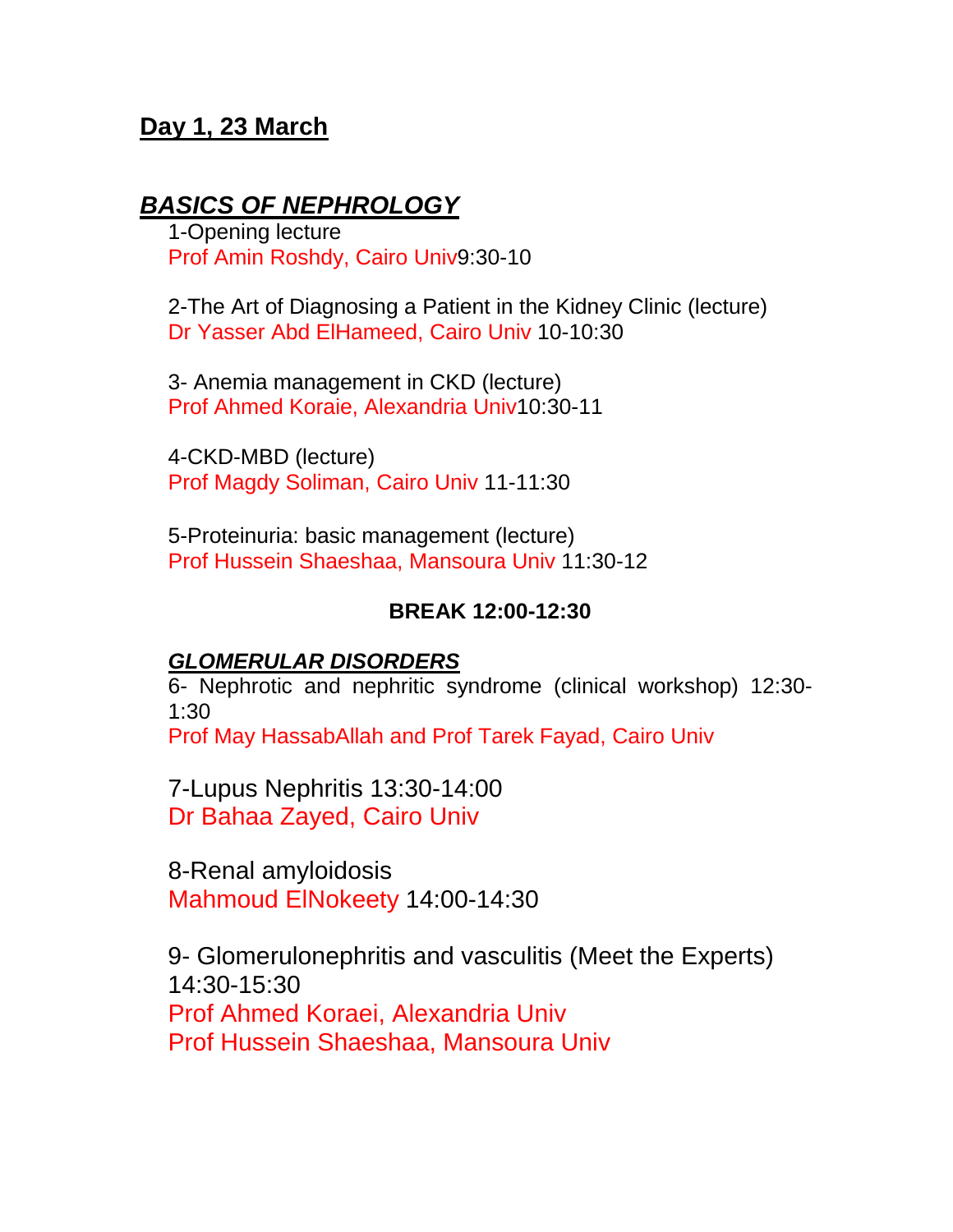## Day 1, 23 March

### ***BASICS OF NEPHROLOGY***

1-Opening lecture
Prof Amin Roshdy, Cairo Univ9:30-10

2-The Art of Diagnosing a Patient in the Kidney Clinic (lecture)
Dr Yasser Abd ElHameed, Cairo Univ 10-10:30

3- Anemia management in CKD (lecture)
Prof Ahmed Koraie, Alexandria Univ10:30-11

4-CKD-MBD (lecture)
Prof Magdy Soliman, Cairo Univ 11-11:30

5-Proteinuria: basic management (lecture)
Prof Hussein Shaeshaa, Mansoura Univ 11:30-12

**BREAK 12:00-12:30**

#### ***GLOMERULAR DISORDERS***

6- Nephrotic and nephritic syndrome (clinical workshop) 12:30-1:30
Prof May HassabAllah and Prof Tarek Fayad, Cairo Univ

7-Lupus Nephritis 13:30-14:00
Dr Bahaa Zayed, Cairo Univ

8-Renal amyloidosis
Mahmoud ElNokeety 14:00-14:30

9- Glomerulonephritis and vasculitis (Meet the Experts) 14:30-15:30
Prof Ahmed Koraei, Alexandria Univ
Prof Hussein Shaeshaa, Mansoura Univ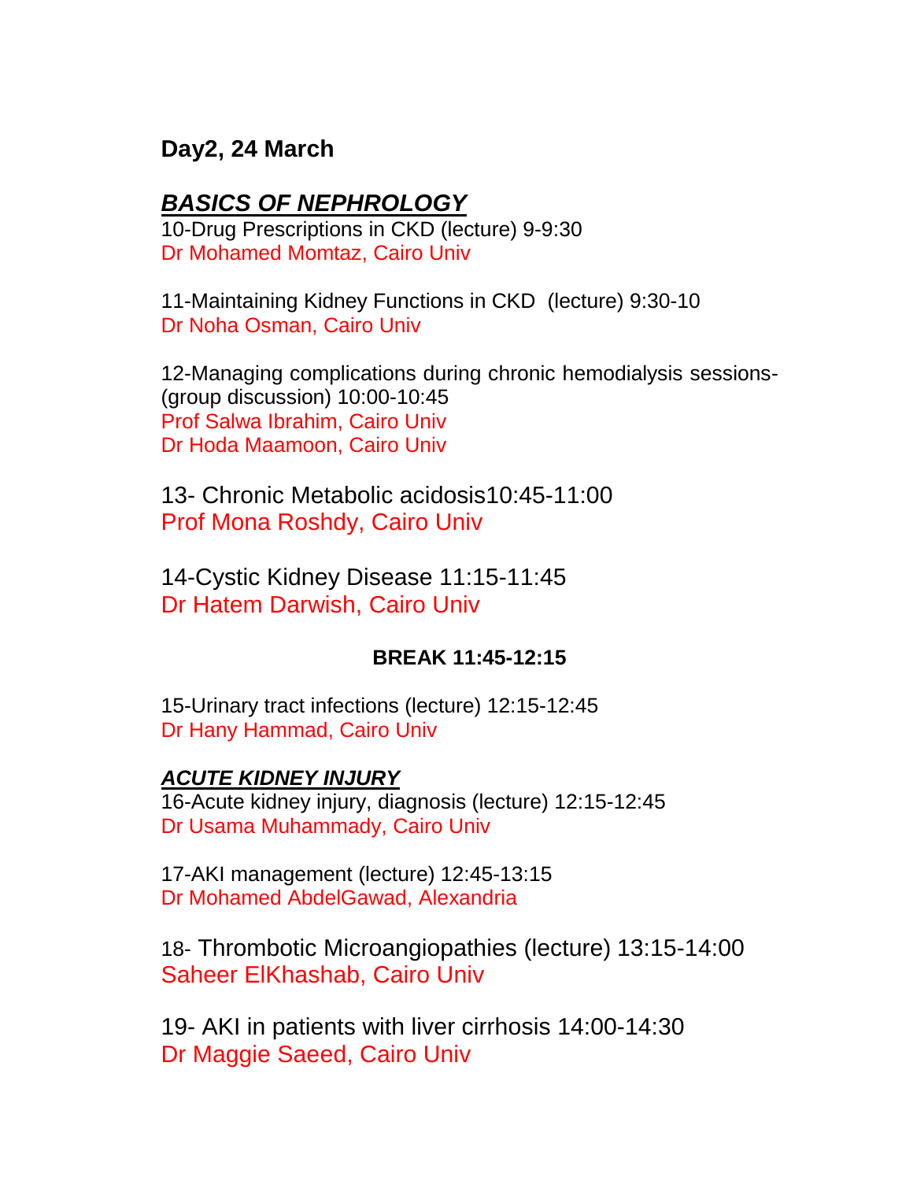## Day2, 24 March

### ***BASICS OF NEPHROLOGY***

10-Drug Prescriptions in CKD (lecture) 9-9:30
Dr Mohamed Momtaz, Cairo Univ

11-Maintaining Kidney Functions in CKD (lecture) 9:30-10
Dr Noha Osman, Cairo Univ

12-Managing complications during chronic hemodialysis sessions-(group discussion) 10:00-10:45
Prof Salwa Ibrahim, Cairo Univ
Dr Hoda Maamoon, Cairo Univ

13- Chronic Metabolic acidosis10:45-11:00
Prof Mona Roshdy, Cairo Univ

14-Cystic Kidney Disease 11:15-11:45
Dr Hatem Darwish, Cairo Univ

**BREAK 11:45-12:15**

15-Urinary tract infections (lecture) 12:15-12:45
Dr Hany Hammad, Cairo Univ

### ***ACUTE KIDNEY INJURY***

16-Acute kidney injury, diagnosis (lecture) 12:15-12:45
Dr Usama Muhammady, Cairo Univ

17-AKI management (lecture) 12:45-13:15
Dr Mohamed AbdelGawad, Alexandria

18- Thrombotic Microangiopathies (lecture) 13:15-14:00
Saheer ElKhashab, Cairo Univ

19- AKI in patients with liver cirrhosis 14:00-14:30
Dr Maggie Saeed, Cairo Univ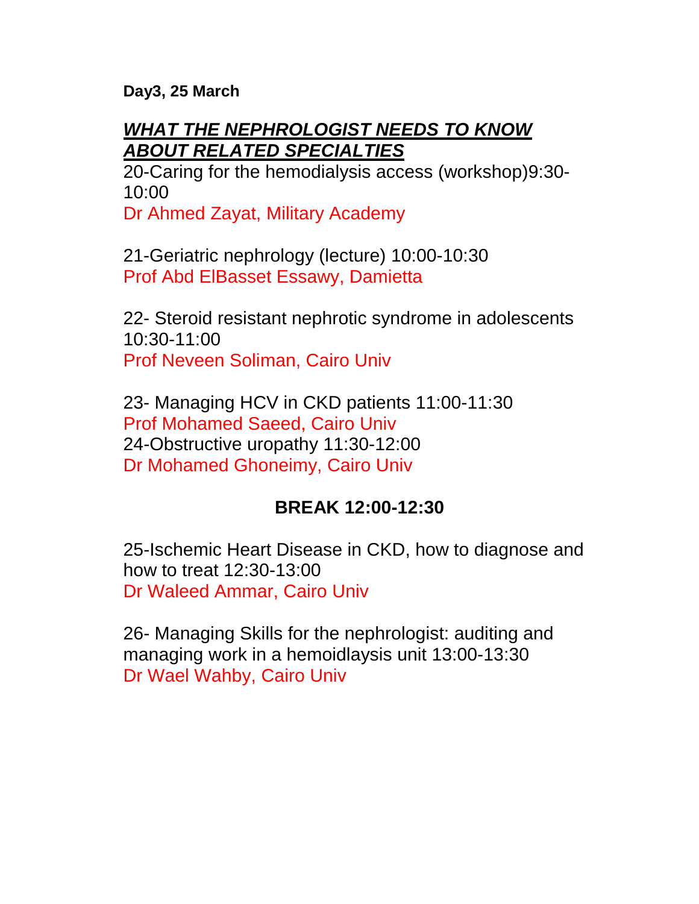**Day3, 25 March**

## ***WHAT THE NEPHROLOGIST NEEDS TO KNOW ABOUT RELATED SPECIALTIES***

20-Caring for the hemodialysis access (workshop)9:30-10:00
Dr Ahmed Zayat, Military Academy

21-Geriatric nephrology (lecture) 10:00-10:30
Prof Abd ElBasset Essawy, Damietta

22- Steroid resistant nephrotic syndrome in adolescents 10:30-11:00
Prof Neveen Soliman, Cairo Univ

23- Managing HCV in CKD patients 11:00-11:30
Prof Mohamed Saeed, Cairo Univ
24-Obstructive uropathy 11:30-12:00
Dr Mohamed Ghoneimy, Cairo Univ

**BREAK 12:00-12:30**

25-Ischemic Heart Disease in CKD, how to diagnose and how to treat 12:30-13:00
Dr Waleed Ammar, Cairo Univ

26- Managing Skills for the nephrologist: auditing and managing work in a hemoidlaysis unit 13:00-13:30
Dr Wael Wahby, Cairo Univ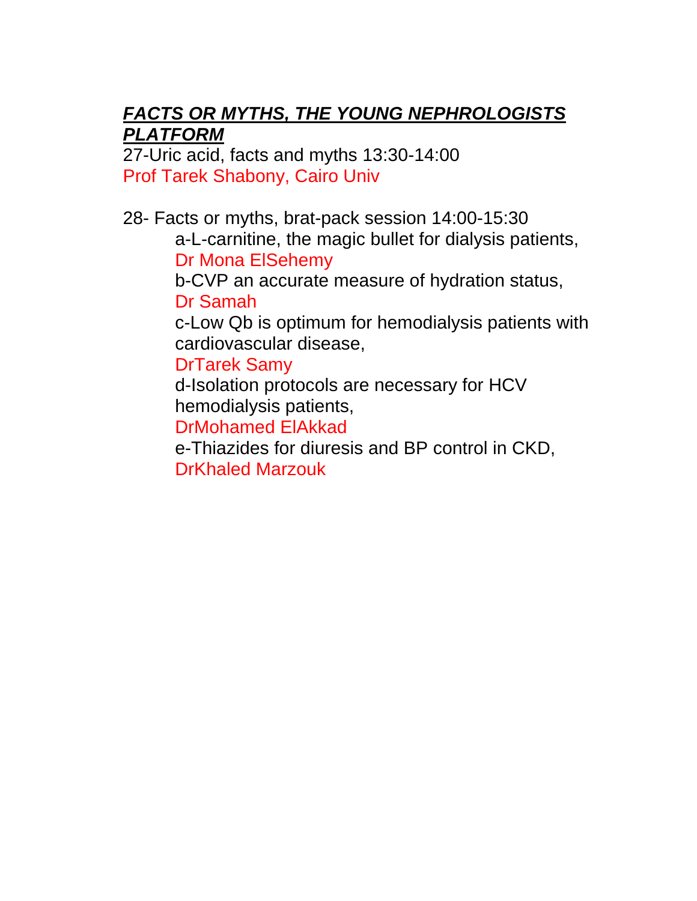## ***FACTS OR MYTHS, THE YOUNG NEPHROLOGISTS PLATFORM***

27-Uric acid, facts and myths 13:30-14:00
Prof Tarek Shabony, Cairo Univ

28- Facts or myths, brat-pack session 14:00-15:30

- a-L-carnitine, the magic bullet for dialysis patients,
  Dr Mona ElSehemy
- b-CVP an accurate measure of hydration status,
  Dr Samah
- c-Low Qb is optimum for hemodialysis patients with cardiovascular disease,
  DrTarek Samy
- d-Isolation protocols are necessary for HCV hemodialysis patients,
  DrMohamed ElAkkad
- e-Thiazides for diuresis and BP control in CKD,
  DrKhaled Marzouk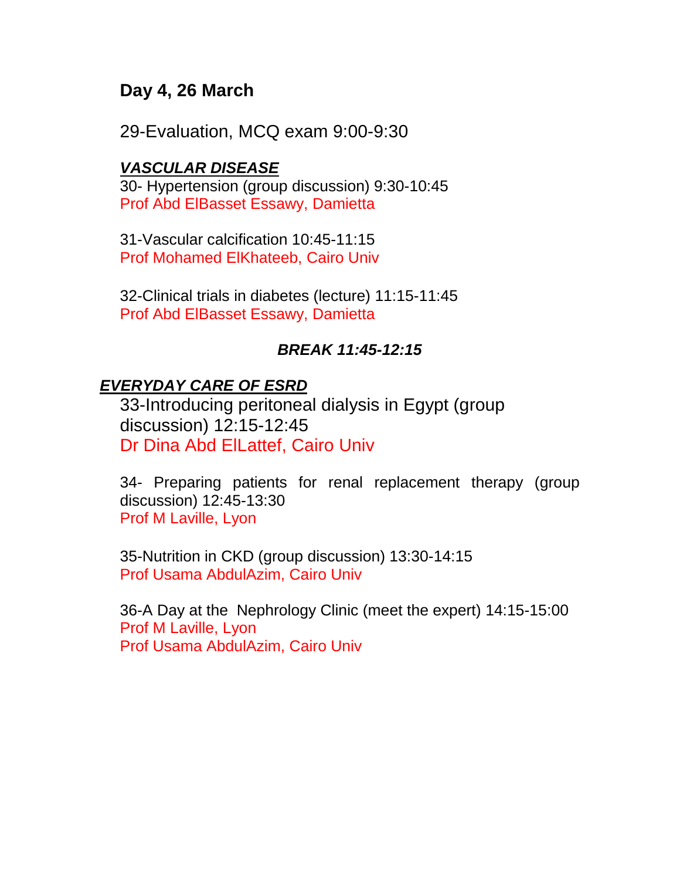## Day 4, 26 March

29-Evaluation, MCQ exam 9:00-9:30

***VASCULAR DISEASE***

30- Hypertension (group discussion) 9:30-10:45
Prof Abd ElBasset Essawy, Damietta

31-Vascular calcification 10:45-11:15
Prof Mohamed ElKhateeb, Cairo Univ

32-Clinical trials in diabetes (lecture) 11:15-11:45
Prof Abd ElBasset Essawy, Damietta

***BREAK 11:45-12:15***

***EVERYDAY CARE OF ESRD***

33-Introducing peritoneal dialysis in Egypt (group discussion) 12:15-12:45
Dr Dina Abd ElLattef, Cairo Univ

34- Preparing patients for renal replacement therapy (group discussion) 12:45-13:30
Prof M Laville, Lyon

35-Nutrition in CKD (group discussion) 13:30-14:15
Prof Usama AbdulAzim, Cairo Univ

36-A Day at the Nephrology Clinic (meet the expert) 14:15-15:00
Prof M Laville, Lyon
Prof Usama AbdulAzim, Cairo Univ